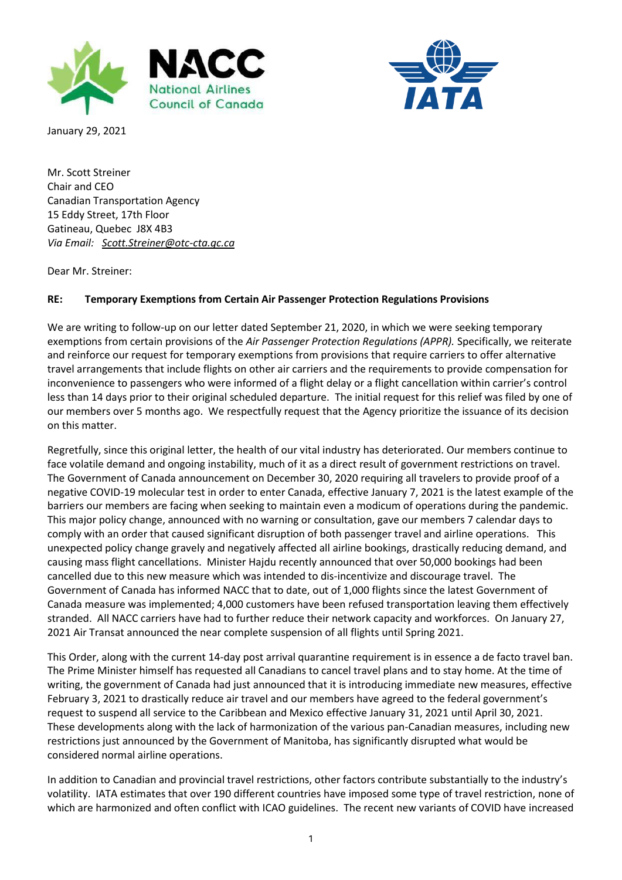January 29, 2021

Mr. Scott Streiner
Chair and CEO
Canadian Transportation Agency
15 Eddy Street, 17th Floor
Gatineau, Quebec J8X 4B3
*Via Email: Scott.Streiner@otc-cta.gc.ca*

Dear Mr. Streiner:

**RE: Temporary Exemptions from Certain Air Passenger Protection Regulations Provisions**

We are writing to follow-up on our letter dated September 21, 2020, in which we were seeking temporary exemptions from certain provisions of the *Air Passenger Protection Regulations (APPR).* Specifically, we reiterate and reinforce our request for temporary exemptions from provisions that require carriers to offer alternative travel arrangements that include flights on other air carriers and the requirements to provide compensation for inconvenience to passengers who were informed of a flight delay or a flight cancellation within carrier's control less than 14 days prior to their original scheduled departure. The initial request for this relief was filed by one of our members over 5 months ago. We respectfully request that the Agency prioritize the issuance of its decision on this matter.

Regretfully, since this original letter, the health of our vital industry has deteriorated. Our members continue to face volatile demand and ongoing instability, much of it as a direct result of government restrictions on travel. The Government of Canada announcement on December 30, 2020 requiring all travelers to provide proof of a negative COVID-19 molecular test in order to enter Canada, effective January 7, 2021 is the latest example of the barriers our members are facing when seeking to maintain even a modicum of operations during the pandemic. This major policy change, announced with no warning or consultation, gave our members 7 calendar days to comply with an order that caused significant disruption of both passenger travel and airline operations. This unexpected policy change gravely and negatively affected all airline bookings, drastically reducing demand, and causing mass flight cancellations. Minister Hajdu recently announced that over 50,000 bookings had been cancelled due to this new measure which was intended to dis-incentivize and discourage travel. The Government of Canada has informed NACC that to date, out of 1,000 flights since the latest Government of Canada measure was implemented; 4,000 customers have been refused transportation leaving them effectively stranded. All NACC carriers have had to further reduce their network capacity and workforces. On January 27, 2021 Air Transat announced the near complete suspension of all flights until Spring 2021.

This Order, along with the current 14-day post arrival quarantine requirement is in essence a de facto travel ban. The Prime Minister himself has requested all Canadians to cancel travel plans and to stay home. At the time of writing, the government of Canada had just announced that it is introducing immediate new measures, effective February 3, 2021 to drastically reduce air travel and our members have agreed to the federal government's request to suspend all service to the Caribbean and Mexico effective January 31, 2021 until April 30, 2021. These developments along with the lack of harmonization of the various pan-Canadian measures, including new restrictions just announced by the Government of Manitoba, has significantly disrupted what would be considered normal airline operations.

In addition to Canadian and provincial travel restrictions, other factors contribute substantially to the industry's volatility. IATA estimates that over 190 different countries have imposed some type of travel restriction, none of which are harmonized and often conflict with ICAO guidelines. The recent new variants of COVID have increased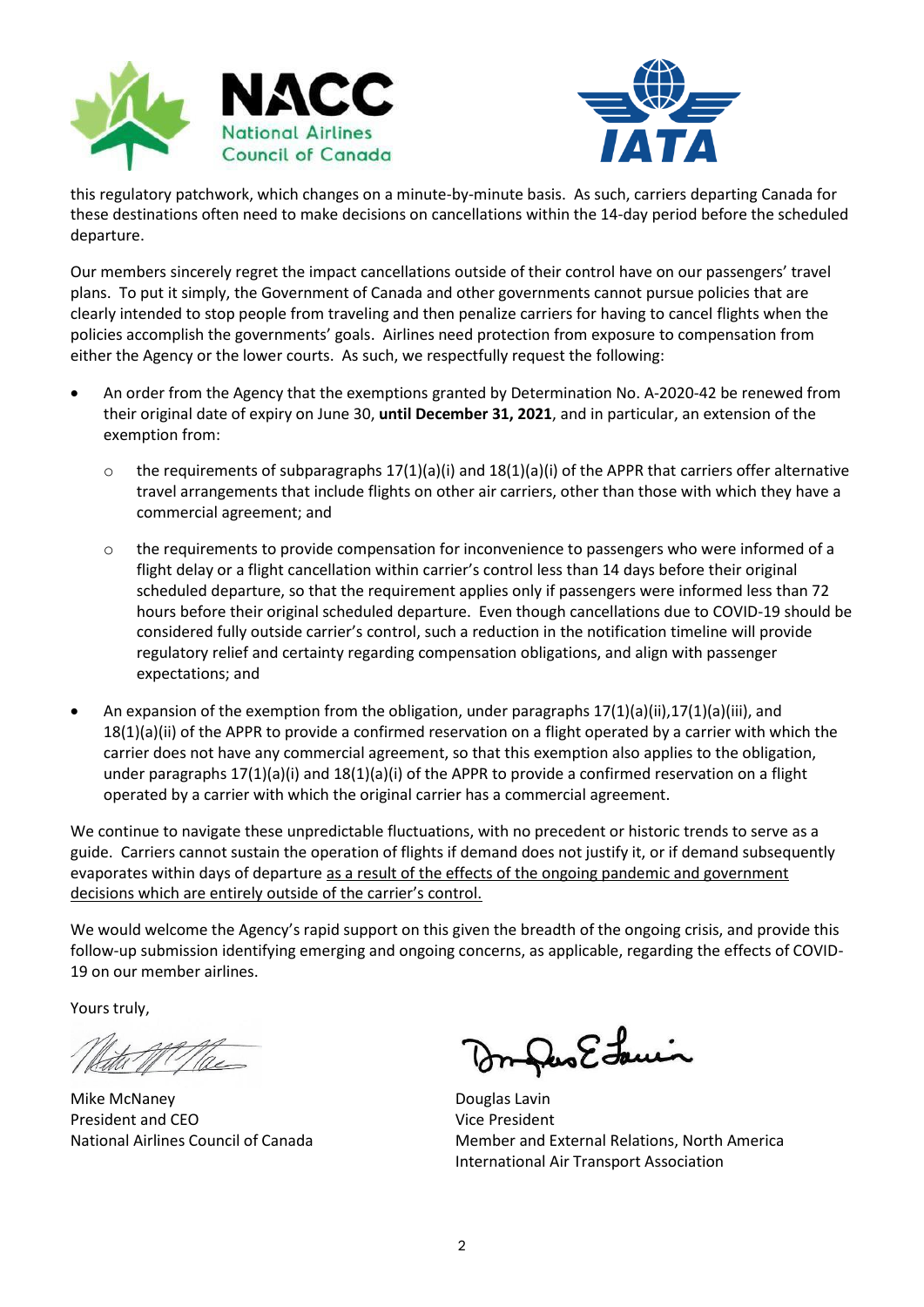this regulatory patchwork, which changes on a minute-by-minute basis. As such, carriers departing Canada for these destinations often need to make decisions on cancellations within the 14-day period before the scheduled departure.

Our members sincerely regret the impact cancellations outside of their control have on our passengers' travel plans. To put it simply, the Government of Canada and other governments cannot pursue policies that are clearly intended to stop people from traveling and then penalize carriers for having to cancel flights when the policies accomplish the governments' goals. Airlines need protection from exposure to compensation from either the Agency or the lower courts. As such, we respectfully request the following:

- An order from the Agency that the exemptions granted by Determination No. A-2020-42 be renewed from their original date of expiry on June 30, **until December 31, 2021**, and in particular, an extension of the exemption from:
  - the requirements of subparagraphs 17(1)(a)(i) and 18(1)(a)(i) of the APPR that carriers offer alternative travel arrangements that include flights on other air carriers, other than those with which they have a commercial agreement; and
  - the requirements to provide compensation for inconvenience to passengers who were informed of a flight delay or a flight cancellation within carrier's control less than 14 days before their original scheduled departure, so that the requirement applies only if passengers were informed less than 72 hours before their original scheduled departure. Even though cancellations due to COVID-19 should be considered fully outside carrier's control, such a reduction in the notification timeline will provide regulatory relief and certainty regarding compensation obligations, and align with passenger expectations; and
- An expansion of the exemption from the obligation, under paragraphs 17(1)(a)(ii),17(1)(a)(iii), and 18(1)(a)(ii) of the APPR to provide a confirmed reservation on a flight operated by a carrier with which the carrier does not have any commercial agreement, so that this exemption also applies to the obligation, under paragraphs 17(1)(a)(i) and 18(1)(a)(i) of the APPR to provide a confirmed reservation on a flight operated by a carrier with which the original carrier has a commercial agreement.

We continue to navigate these unpredictable fluctuations, with no precedent or historic trends to serve as a guide. Carriers cannot sustain the operation of flights if demand does not justify it, or if demand subsequently evaporates within days of departure <u>as a result of the effects of the ongoing pandemic and government decisions which are entirely outside of the carrier's control.</u>

We would welcome the Agency's rapid support on this given the breadth of the ongoing crisis, and provide this follow-up submission identifying emerging and ongoing concerns, as applicable, regarding the effects of COVID-19 on our member airlines.

Yours truly,

Mike McNaney
President and CEO
National Airlines Council of Canada

Douglas Lavin
Vice President
Member and External Relations, North America
International Air Transport Association